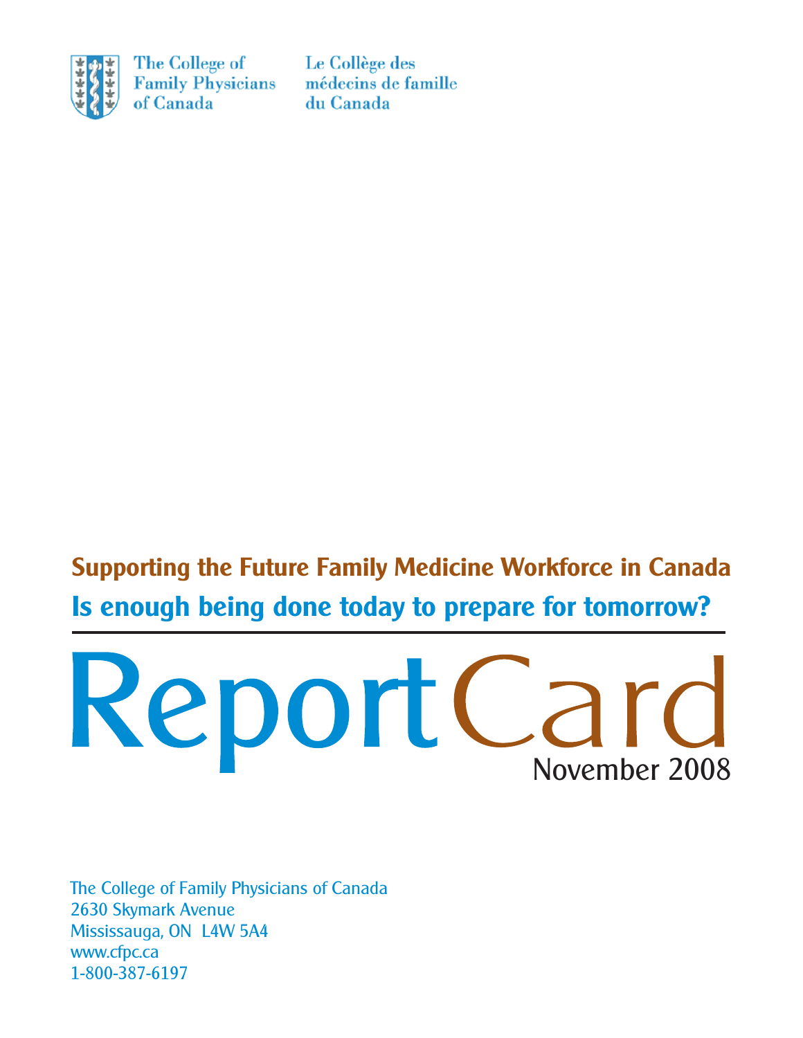The College of Family Physicians of Canada

Le Collège des médecins de famille du Canada

## Supporting the Future Family Medicine Workforce in Canada

## Is enough being done today to prepare for tomorrow?

# Report Card

November 2008

The College of Family Physicians of Canada
2630 Skymark Avenue
Mississauga, ON L4W 5A4
www.cfpc.ca
1-800-387-6197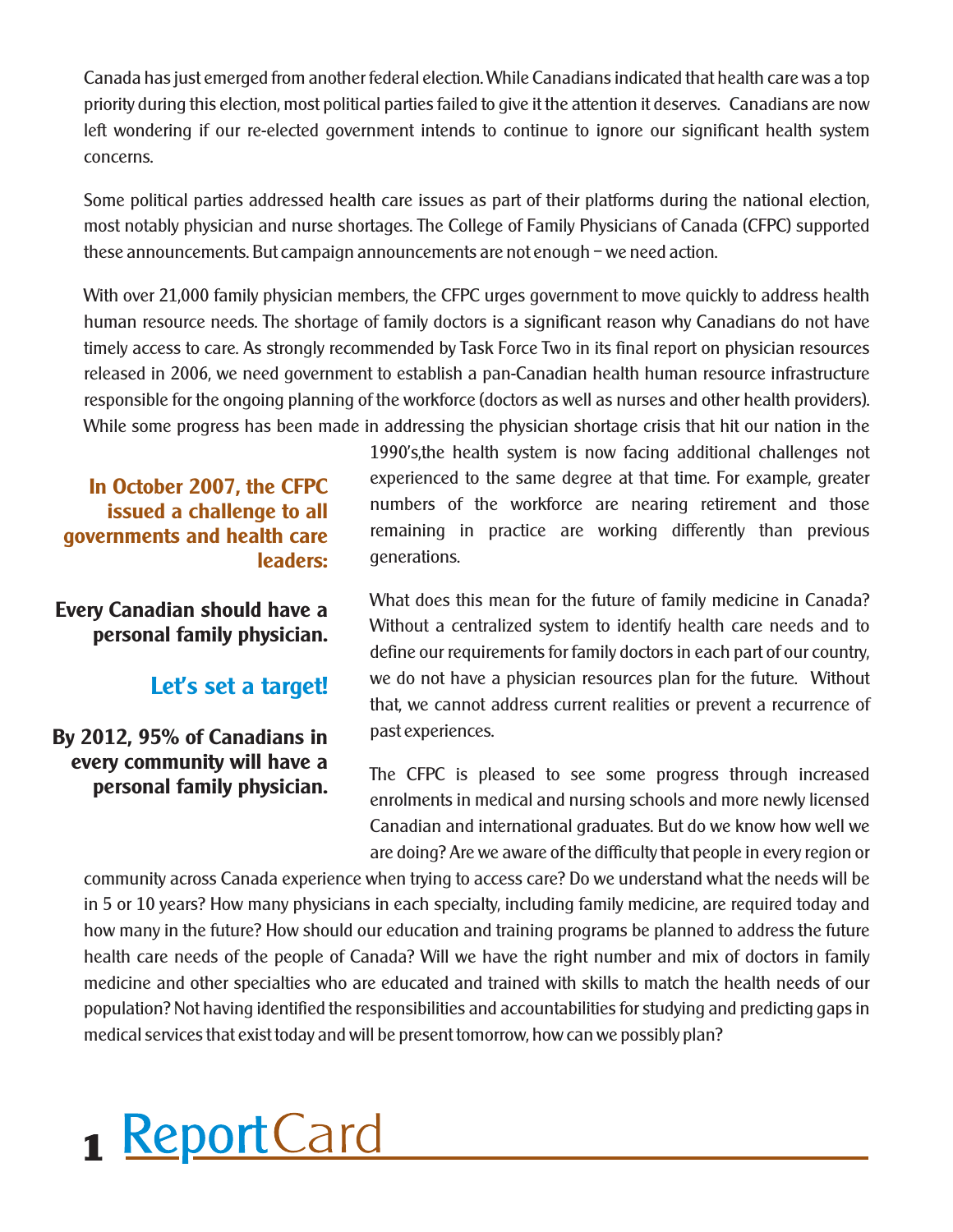Canada has just emerged from another federal election. While Canadians indicated that health care was a top priority during this election, most political parties failed to give it the attention it deserves. Canadians are now left wondering if our re-elected government intends to continue to ignore our significant health system concerns.

Some political parties addressed health care issues as part of their platforms during the national election, most notably physician and nurse shortages. The College of Family Physicians of Canada (CFPC) supported these announcements. But campaign announcements are not enough – we need action.

With over 21,000 family physician members, the CFPC urges government to move quickly to address health human resource needs. The shortage of family doctors is a significant reason why Canadians do not have timely access to care. As strongly recommended by Task Force Two in its final report on physician resources released in 2006, we need government to establish a pan-Canadian health human resource infrastructure responsible for the ongoing planning of the workforce (doctors as well as nurses and other health providers). While some progress has been made in addressing the physician shortage crisis that hit our nation in the 1990's,the health system is now facing additional challenges not experienced to the same degree at that time. For example, greater numbers of the workforce are nearing retirement and those remaining in practice are working differently than previous generations.

**In October 2007, the CFPC issued a challenge to all governments and health care leaders:**

**Every Canadian should have a personal family physician.**

**Let's set a target!**

**By 2012, 95% of Canadians in every community will have a personal family physician.**

What does this mean for the future of family medicine in Canada? Without a centralized system to identify health care needs and to define our requirements for family doctors in each part of our country, we do not have a physician resources plan for the future. Without that, we cannot address current realities or prevent a recurrence of past experiences.

The CFPC is pleased to see some progress through increased enrolments in medical and nursing schools and more newly licensed Canadian and international graduates. But do we know how well we are doing? Are we aware of the difficulty that people in every region or community across Canada experience when trying to access care? Do we understand what the needs will be in 5 or 10 years? How many physicians in each specialty, including family medicine, are required today and how many in the future? How should our education and training programs be planned to address the future health care needs of the people of Canada? Will we have the right number and mix of doctors in family medicine and other specialties who are educated and trained with skills to match the health needs of our population? Not having identified the responsibilities and accountabilities for studying and predicting gaps in medical services that exist today and will be present tomorrow, how can we possibly plan?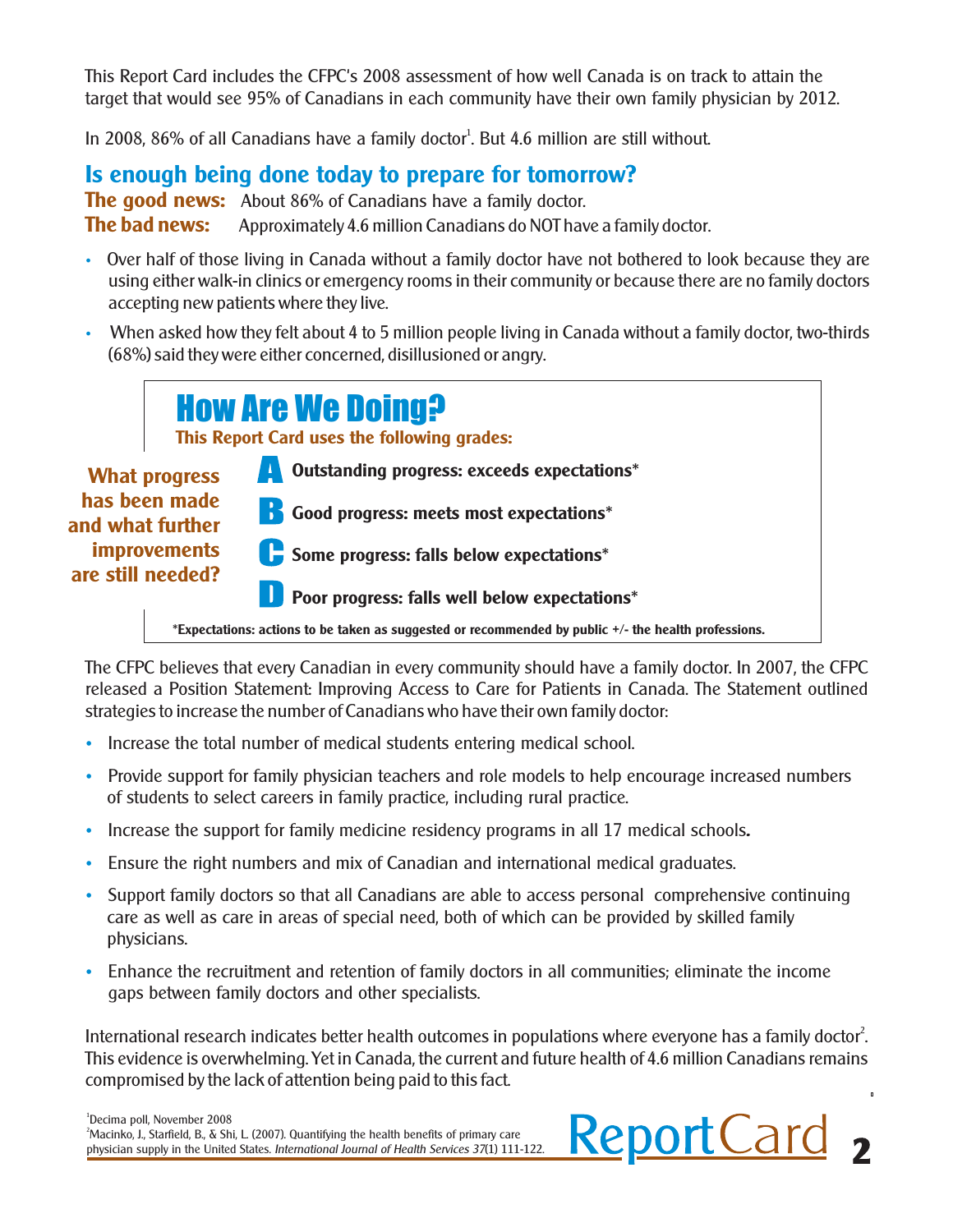This Report Card includes the CFPC's 2008 assessment of how well Canada is on track to attain the target that would see 95% of Canadians in each community have their own family physician by 2012.

In 2008, 86% of all Canadians have a family doctor[1]. But 4.6 million are still without.

## Is enough being done today to prepare for tomorrow?

**The good news:** About 86% of Canadians have a family doctor.
**The bad news:** Approximately 4.6 million Canadians do NOT have a family doctor.

- Over half of those living in Canada without a family doctor have not bothered to look because they are using either walk-in clinics or emergency rooms in their community or because there are no family doctors accepting new patients where they live.
- When asked how they felt about 4 to 5 million people living in Canada without a family doctor, two-thirds (68%) said they were either concerned, disillusioned or angry.

## How Are We Doing?

**This Report Card uses the following grades:**

**What progress has been made and what further improvements are still needed?**

- **A** **Outstanding progress: exceeds expectations***
- **B** **Good progress: meets most expectations***
- **C** **Some progress: falls below expectations***
- **D** **Poor progress: falls well below expectations***

***Expectations: actions to be taken as suggested or recommended by public +/- the health professions.**

The CFPC believes that every Canadian in every community should have a family doctor. In 2007, the CFPC released a Position Statement: Improving Access to Care for Patients in Canada. The Statement outlined strategies to increase the number of Canadians who have their own family doctor:

- Increase the total number of medical students entering medical school.
- Provide support for family physician teachers and role models to help encourage increased numbers of students to select careers in family practice, including rural practice.
- Increase the support for family medicine residency programs in all 17 medical schools**.**
- Ensure the right numbers and mix of Canadian and international medical graduates.
- Support family doctors so that all Canadians are able to access personal comprehensive continuing care as well as care in areas of special need, both of which can be provided by skilled family physicians.
- Enhance the recruitment and retention of family doctors in all communities; eliminate the income gaps between family doctors and other specialists.

International research indicates better health outcomes in populations where everyone has a family doctor[2]. This evidence is overwhelming. Yet in Canada, the current and future health of 4.6 million Canadians remains compromised by the lack of attention being paid to this fact.

[1]Decima poll, November 2008
[2]Macinko, J., Starfield, B., & Shi, L. (2007). Quantifying the health benefits of primary care physician supply in the United States. *International Journal of Health Services 37*(1) 111-122.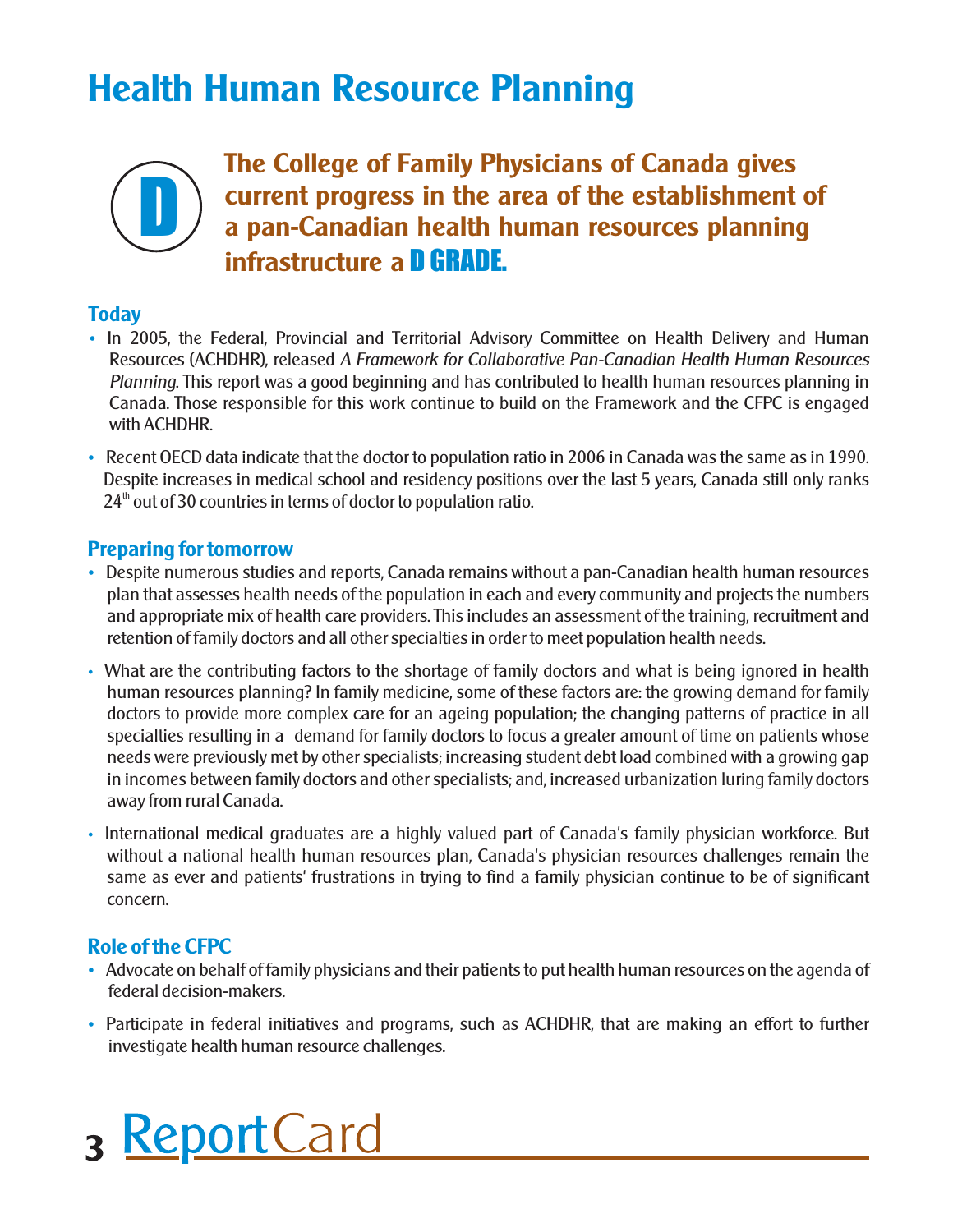# Health Human Resource Planning

D

**The College of Family Physicians of Canada gives current progress in the area of the establishment of a pan-Canadian health human resources planning infrastructure a D GRADE.**

## Today

- In 2005, the Federal, Provincial and Territorial Advisory Committee on Health Delivery and Human Resources (ACHDHR), released *A Framework for Collaborative Pan-Canadian Health Human Resources Planning*. This report was a good beginning and has contributed to health human resources planning in Canada. Those responsible for this work continue to build on the Framework and the CFPC is engaged with ACHDHR.
- Recent OECD data indicate that the doctor to population ratio in 2006 in Canada was the same as in 1990. Despite increases in medical school and residency positions over the last 5 years, Canada still only ranks 24th out of 30 countries in terms of doctor to population ratio.

## Preparing for tomorrow

- Despite numerous studies and reports, Canada remains without a pan-Canadian health human resources plan that assesses health needs of the population in each and every community and projects the numbers and appropriate mix of health care providers. This includes an assessment of the training, recruitment and retention of family doctors and all other specialties in order to meet population health needs.
- What are the contributing factors to the shortage of family doctors and what is being ignored in health human resources planning? In family medicine, some of these factors are: the growing demand for family doctors to provide more complex care for an ageing population; the changing patterns of practice in all specialties resulting in a demand for family doctors to focus a greater amount of time on patients whose needs were previously met by other specialists; increasing student debt load combined with a growing gap in incomes between family doctors and other specialists; and, increased urbanization luring family doctors away from rural Canada.
- International medical graduates are a highly valued part of Canada's family physician workforce. But without a national health human resources plan, Canada's physician resources challenges remain the same as ever and patients' frustrations in trying to find a family physician continue to be of significant concern.

## Role of the CFPC

- Advocate on behalf of family physicians and their patients to put health human resources on the agenda of federal decision-makers.
- Participate in federal initiatives and programs, such as ACHDHR, that are making an effort to further investigate health human resource challenges.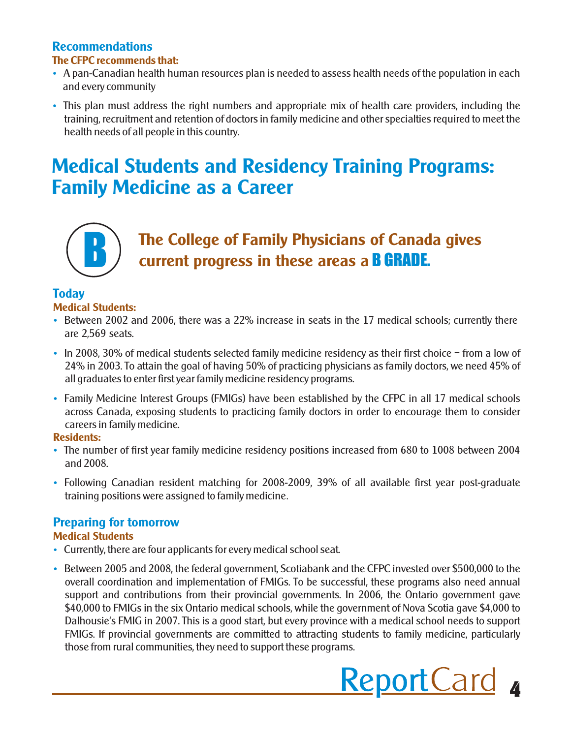### Recommendations

**The CFPC recommends that:**

- A pan-Canadian health human resources plan is needed to assess health needs of the population in each and every community
- This plan must address the right numbers and appropriate mix of health care providers, including the training, recruitment and retention of doctors in family medicine and other specialties required to meet the health needs of all people in this country.

## Medical Students and Residency Training Programs: Family Medicine as a Career

**B**

**The College of Family Physicians of Canada gives current progress in these areas a B GRADE.**

### Today

**Medical Students:**

- Between 2002 and 2006, there was a 22% increase in seats in the 17 medical schools; currently there are 2,569 seats.
- In 2008, 30% of medical students selected family medicine residency as their first choice – from a low of 24% in 2003. To attain the goal of having 50% of practicing physicians as family doctors, we need 45% of all graduates to enter first year family medicine residency programs.
- Family Medicine Interest Groups (FMIGs) have been established by the CFPC in all 17 medical schools across Canada, exposing students to practicing family doctors in order to encourage them to consider careers in family medicine.

**Residents:**

- The number of first year family medicine residency positions increased from 680 to 1008 between 2004 and 2008.
- Following Canadian resident matching for 2008-2009, 39% of all available first year post-graduate training positions were assigned to family medicine.

### Preparing for tomorrow

**Medical Students**

- Currently, there are four applicants for every medical school seat.
- Between 2005 and 2008, the federal government, Scotiabank and the CFPC invested over $500,000 to the overall coordination and implementation of FMIGs. To be successful, these programs also need annual support and contributions from their provincial governments. In 2006, the Ontario government gave $40,000 to FMIGs in the six Ontario medical schools, while the government of Nova Scotia gave $4,000 to Dalhousie's FMIG in 2007. This is a good start, but every province with a medical school needs to support FMIGs. If provincial governments are committed to attracting students to family medicine, particularly those from rural communities, they need to support these programs.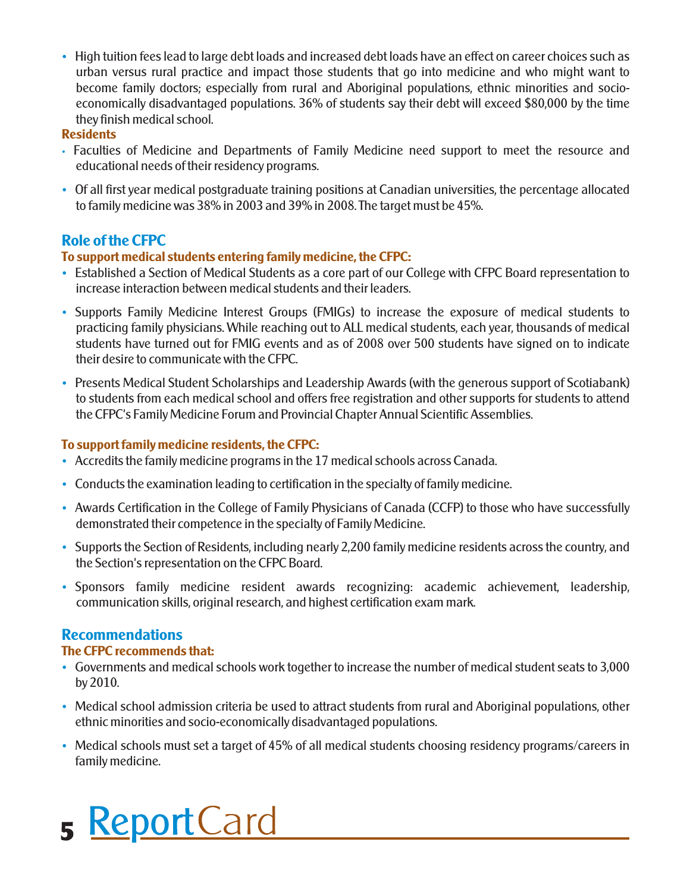- High tuition fees lead to large debt loads and increased debt loads have an effect on career choices such as urban versus rural practice and impact those students that go into medicine and who might want to become family doctors; especially from rural and Aboriginal populations, ethnic minorities and socio-economically disadvantaged populations. 36% of students say their debt will exceed $80,000 by the time they finish medical school.

**Residents**

- Faculties of Medicine and Departments of Family Medicine need support to meet the resource and educational needs of their residency programs.
- Of all first year medical postgraduate training positions at Canadian universities, the percentage allocated to family medicine was 38% in 2003 and 39% in 2008. The target must be 45%.

## Role of the CFPC

**To support medical students entering family medicine, the CFPC:**

- Established a Section of Medical Students as a core part of our College with CFPC Board representation to increase interaction between medical students and their leaders.
- Supports Family Medicine Interest Groups (FMIGs) to increase the exposure of medical students to practicing family physicians. While reaching out to ALL medical students, each year, thousands of medical students have turned out for FMIG events and as of 2008 over 500 students have signed on to indicate their desire to communicate with the CFPC.
- Presents Medical Student Scholarships and Leadership Awards (with the generous support of Scotiabank) to students from each medical school and offers free registration and other supports for students to attend the CFPC's Family Medicine Forum and Provincial Chapter Annual Scientific Assemblies.

**To support family medicine residents, the CFPC:**

- Accredits the family medicine programs in the 17 medical schools across Canada.
- Conducts the examination leading to certification in the specialty of family medicine.
- Awards Certification in the College of Family Physicians of Canada (CCFP) to those who have successfully demonstrated their competence in the specialty of Family Medicine.
- Supports the Section of Residents, including nearly 2,200 family medicine residents across the country, and the Section's representation on the CFPC Board.
- Sponsors family medicine resident awards recognizing: academic achievement, leadership, communication skills, original research, and highest certification exam mark.

## Recommendations

**The CFPC recommends that:**

- Governments and medical schools work together to increase the number of medical student seats to 3,000 by 2010.
- Medical school admission criteria be used to attract students from rural and Aboriginal populations, other ethnic minorities and socio-economically disadvantaged populations.
- Medical schools must set a target of 45% of all medical students choosing residency programs/careers in family medicine.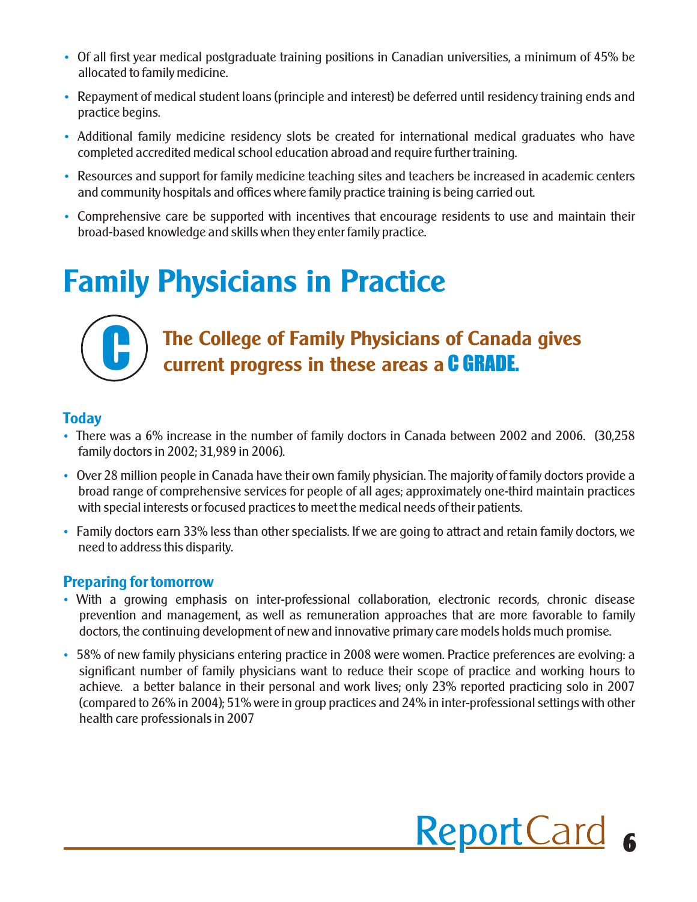- Of all first year medical postgraduate training positions in Canadian universities, a minimum of 45% be allocated to family medicine.
- Repayment of medical student loans (principle and interest) be deferred until residency training ends and practice begins.
- Additional family medicine residency slots be created for international medical graduates who have completed accredited medical school education abroad and require further training.
- Resources and support for family medicine teaching sites and teachers be increased in academic centers and community hospitals and offices where family practice training is being carried out.
- Comprehensive care be supported with incentives that encourage residents to use and maintain their broad-based knowledge and skills when they enter family practice.

# Family Physicians in Practice

**C**

## The College of Family Physicians of Canada gives current progress in these areas a C GRADE.

### Today

- There was a 6% increase in the number of family doctors in Canada between 2002 and 2006. (30,258 family doctors in 2002; 31,989 in 2006).
- Over 28 million people in Canada have their own family physician. The majority of family doctors provide a broad range of comprehensive services for people of all ages; approximately one-third maintain practices with special interests or focused practices to meet the medical needs of their patients.
- Family doctors earn 33% less than other specialists. If we are going to attract and retain family doctors, we need to address this disparity.

### Preparing for tomorrow

- With a growing emphasis on inter-professional collaboration, electronic records, chronic disease prevention and management, as well as remuneration approaches that are more favorable to family doctors, the continuing development of new and innovative primary care models holds much promise.
- 58% of new family physicians entering practice in 2008 were women. Practice preferences are evolving: a significant number of family physicians want to reduce their scope of practice and working hours to achieve. a better balance in their personal and work lives; only 23% reported practicing solo in 2007 (compared to 26% in 2004); 51% were in group practices and 24% in inter-professional settings with other health care professionals in 2007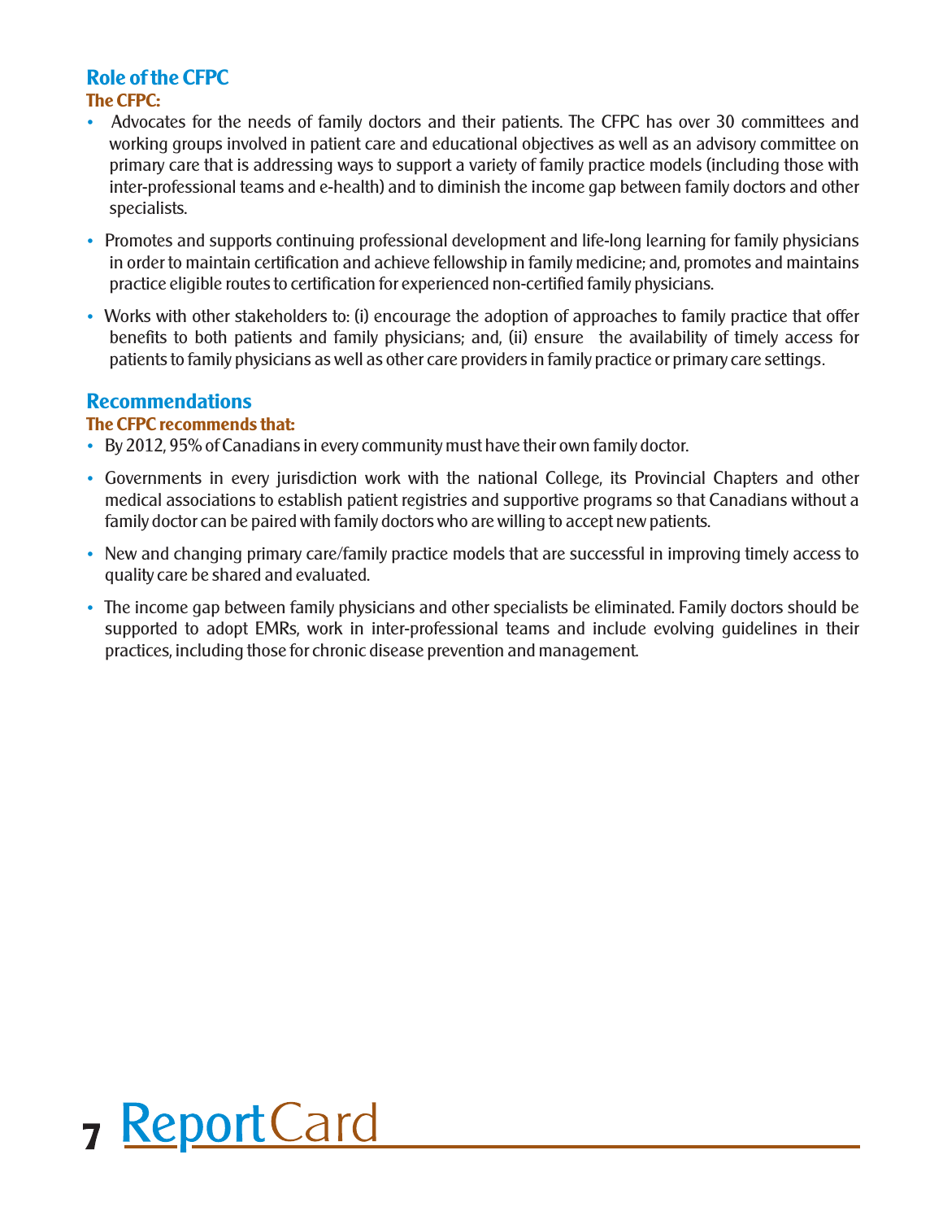## Role of the CFPC

**The CFPC:**

- Advocates for the needs of family doctors and their patients. The CFPC has over 30 committees and working groups involved in patient care and educational objectives as well as an advisory committee on primary care that is addressing ways to support a variety of family practice models (including those with inter-professional teams and e-health) and to diminish the income gap between family doctors and other specialists.
- Promotes and supports continuing professional development and life-long learning for family physicians in order to maintain certification and achieve fellowship in family medicine; and, promotes and maintains practice eligible routes to certification for experienced non-certified family physicians.
- Works with other stakeholders to: (i) encourage the adoption of approaches to family practice that offer benefits to both patients and family physicians; and, (ii) ensure the availability of timely access for patients to family physicians as well as other care providers in family practice or primary care settings.

## Recommendations

**The CFPC recommends that:**

- By 2012, 95% of Canadians in every community must have their own family doctor.
- Governments in every jurisdiction work with the national College, its Provincial Chapters and other medical associations to establish patient registries and supportive programs so that Canadians without a family doctor can be paired with family doctors who are willing to accept new patients.
- New and changing primary care/family practice models that are successful in improving timely access to quality care be shared and evaluated.
- The income gap between family physicians and other specialists be eliminated. Family doctors should be supported to adopt EMRs, work in inter-professional teams and include evolving guidelines in their practices, including those for chronic disease prevention and management.